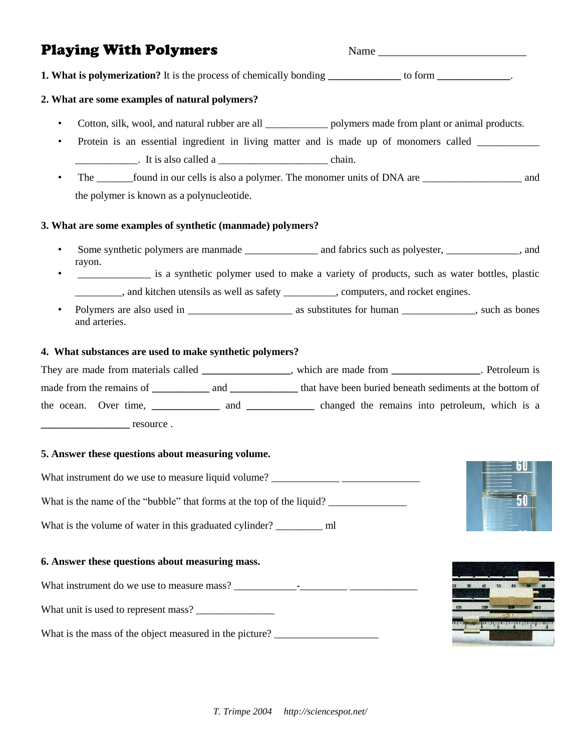# Playing With Polymers

Name ___________________________

**1. What is polymerization?** It is the process of chemically bonding ______________ to form ______________.

**2. What are some examples of natural polymers?**

- Cotton, silk, wool, and natural rubber are all ____________ polymers made from plant or animal products.
- Protein is an essential ingredient in living matter and is made up of monomers called ____________ ____________. It is also called a _____________________ chain.
- The _______found in our cells is also a polymer. The monomer units of DNA are ___________________ and the polymer is known as a polynucleotide.

**3. What are some examples of synthetic (manmade) polymers?**

- Some synthetic polymers are manmade ______________ and fabrics such as polyester, ______________, and rayon.
- ______________ is a synthetic polymer used to make a variety of products, such as water bottles, plastic _________, and kitchen utensils as well as safety __________, computers, and rocket engines.
- Polymers are also used in ____________________ as substitutes for human ______________, such as bones and arteries.

**4. What substances are used to make synthetic polymers?**

They are made from materials called _________________, which are made from _________________. Petroleum is made from the remains of ___________ and _____________ that have been buried beneath sediments at the bottom of the ocean. Over time, _____________ and _____________ changed the remains into petroleum, which is a _________________ resource .

**5. Answer these questions about measuring volume.**

What instrument do we use to measure liquid volume? _____________ _______________

What is the name of the "bubble" that forms at the top of the liquid? _______________

What is the volume of water in this graduated cylinder? _________ ml

**6. Answer these questions about measuring mass.**

What instrument do we use to measure mass? ____________-_________ _____________

What unit is used to represent mass? _______________

What is the mass of the object measured in the picture? ____________________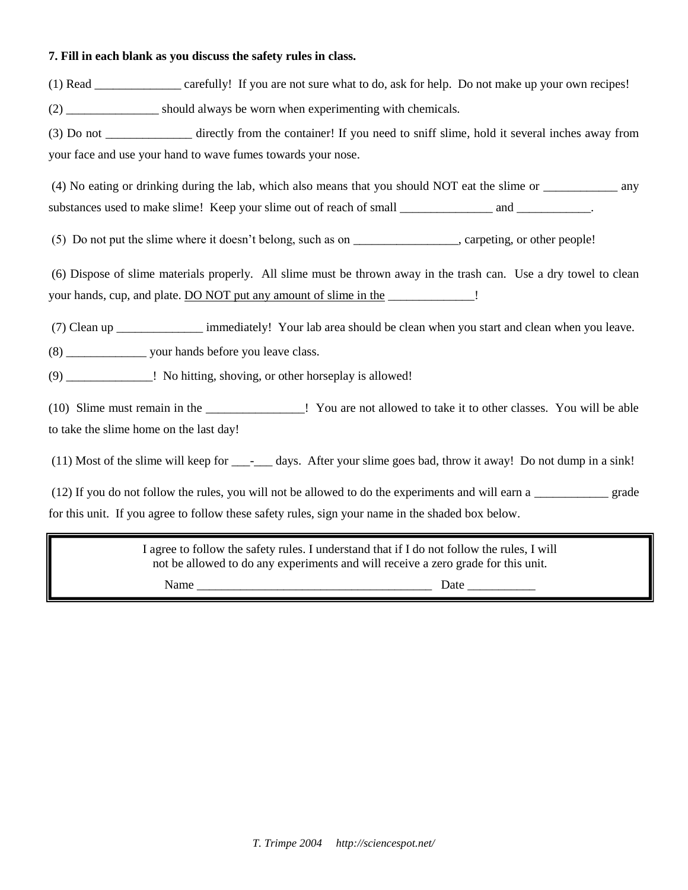**7. Fill in each blank as you discuss the safety rules in class.**

(1) Read ______________ carefully! If you are not sure what to do, ask for help. Do not make up your own recipes!

(2) _______________ should always be worn when experimenting with chemicals.

(3) Do not ______________ directly from the container! If you need to sniff slime, hold it several inches away from your face and use your hand to wave fumes towards your nose.

(4) No eating or drinking during the lab, which also means that you should NOT eat the slime or ____________ any substances used to make slime! Keep your slime out of reach of small _______________ and ____________.

(5) Do not put the slime where it doesn't belong, such as on _________________, carpeting, or other people!

(6) Dispose of slime materials properly. All slime must be thrown away in the trash can. Use a dry towel to clean your hands, cup, and plate. <u>DO NOT put any amount of slime in the</u> ______________!

(7) Clean up ______________ immediately! Your lab area should be clean when you start and clean when you leave.

(8) _____________ your hands before you leave class.

(9) ______________! No hitting, shoving, or other horseplay is allowed!

(10) Slime must remain in the ________________! You are not allowed to take it to other classes. You will be able to take the slime home on the last day!

(11) Most of the slime will keep for ___-___ days. After your slime goes bad, throw it away! Do not dump in a sink!

(12) If you do not follow the rules, you will not be allowed to do the experiments and will earn a ____________ grade for this unit. If you agree to follow these safety rules, sign your name in the shaded box below.

> I agree to follow the safety rules. I understand that if I do not follow the rules, I will not be allowed to do any experiments and will receive a zero grade for this unit.
>
> Name ______________________________________ Date ___________

*T. Trimpe 2004 http://sciencespot.net/*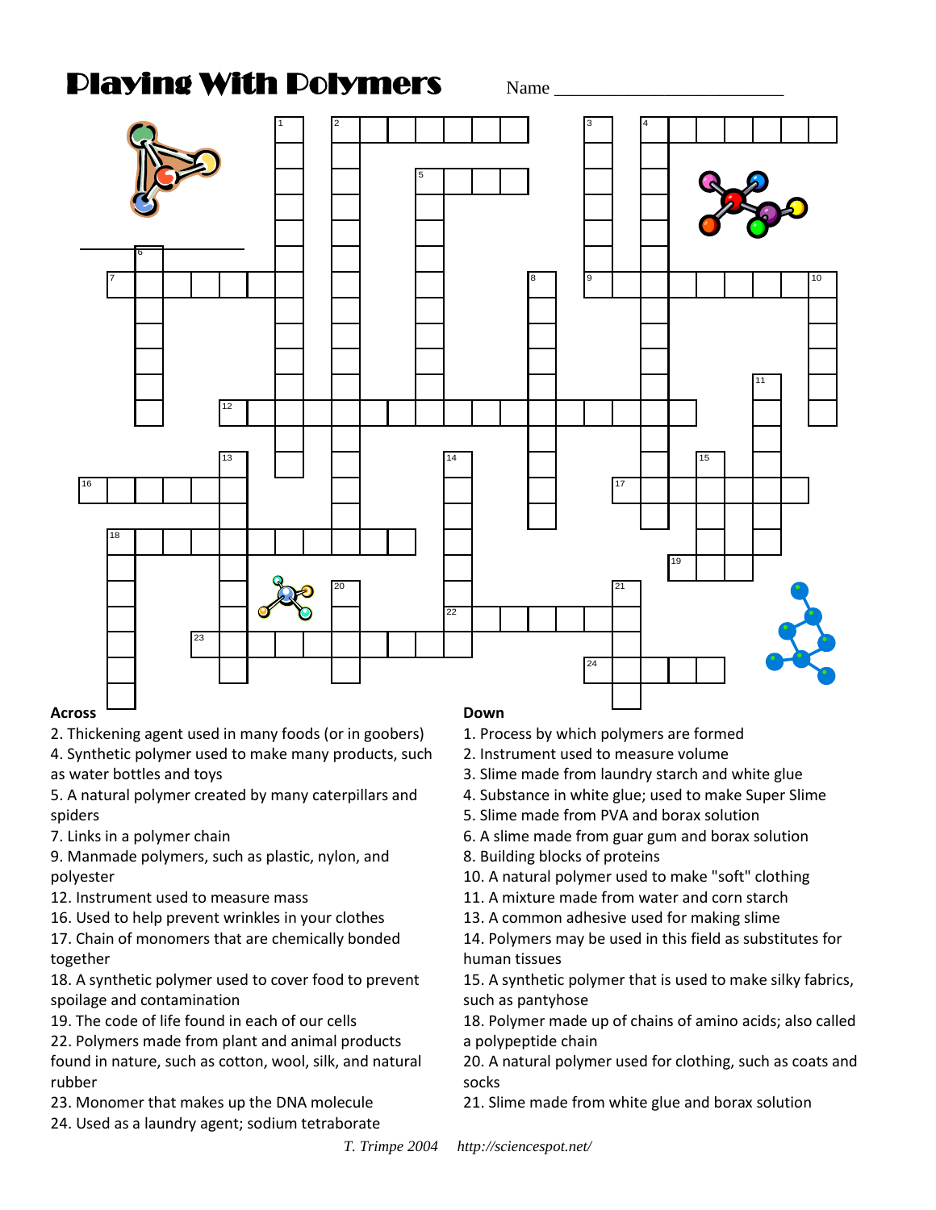# Playing With Polymers

Name ________________________

## Across

2. Thickening agent used in many foods (or in goobers)
4. Synthetic polymer used to make many products, such as water bottles and toys
5. A natural polymer created by many caterpillars and spiders
7. Links in a polymer chain
9. Manmade polymers, such as plastic, nylon, and polyester
12. Instrument used to measure mass
16. Used to help prevent wrinkles in your clothes
17. Chain of monomers that are chemically bonded together
18. A synthetic polymer used to cover food to prevent spoilage and contamination
19. The code of life found in each of our cells
22. Polymers made from plant and animal products found in nature, such as cotton, wool, silk, and natural rubber
23. Monomer that makes up the DNA molecule
24. Used as a laundry agent; sodium tetraborate

## Down

1. Process by which polymers are formed
2. Instrument used to measure volume
3. Slime made from laundry starch and white glue
4. A substance in white glue; used to make Super Slime
5. Slime made from PVA and borax solution
6. A slime made from guar gum and borax solution
8. Building blocks of proteins
10. A natural polymer used to make "soft" clothing
11. A mixture made from water and corn starch
13. A common adhesive used for making slime
14. Polymers may be used in this field as substitutes for human tissues
15. A synthetic polymer that is used to make silky fabrics, such as pantyhose
18. Polymer made up of chains of amino acids; also called a polypeptide chain
20. A natural polymer used for clothing, such as coats and socks
21. Slime made from white glue and borax solution

*T. Trimpe 2004* *http://sciencespot.net/*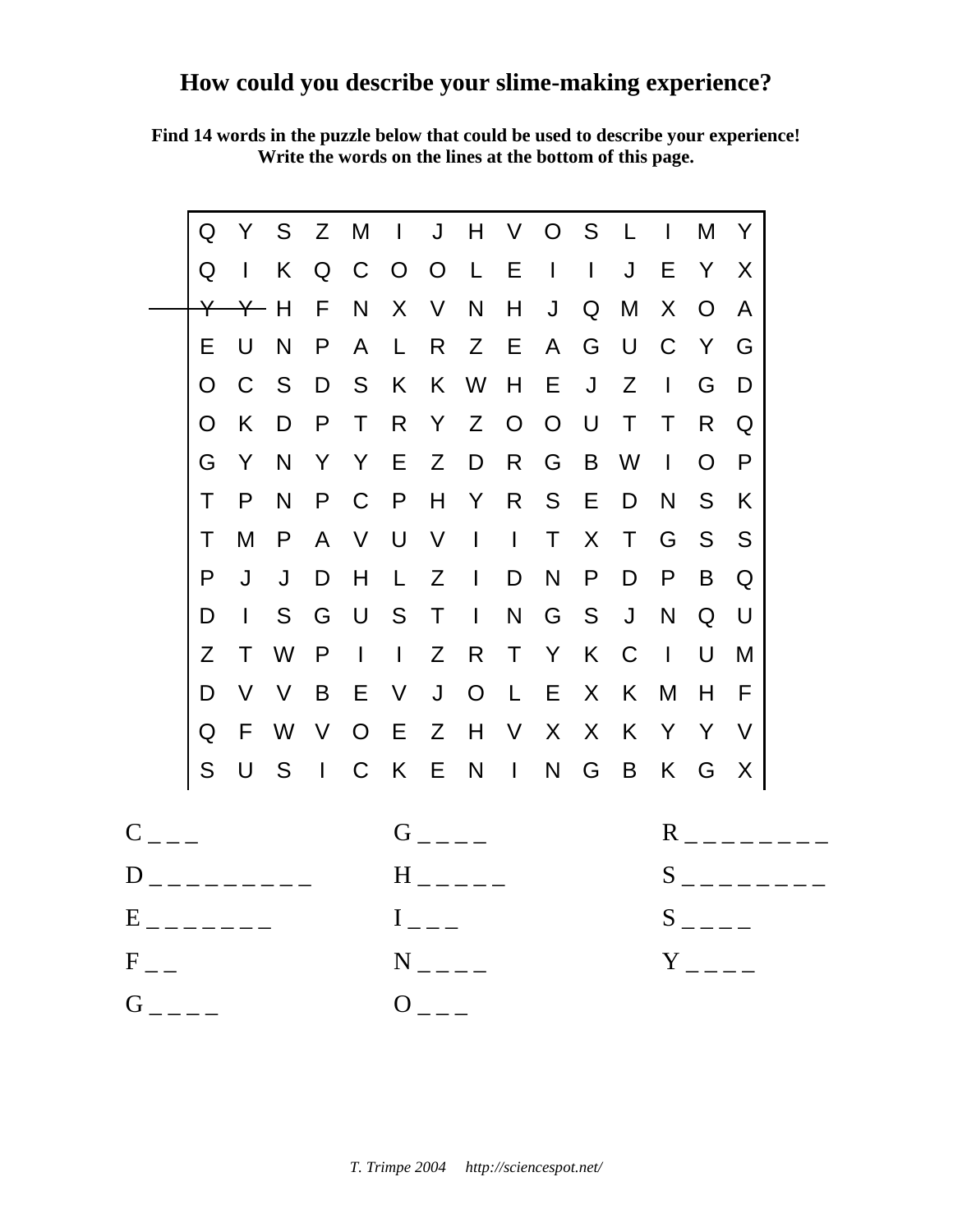# How could you describe your slime-making experience?

**Find 14 words in the puzzle below that could be used to describe your experience! Write the words on the lines at the bottom of this page.**

| | | | | | | | | | | | | | | |
|---|---|---|---|---|---|---|---|---|---|---|---|---|---|---|
| Q | Y | S | Z | M | I | J | H | V | O | S | L | I | M | Y |
| Q | I | K | Q | C | O | O | L | E | I | I | J | E | Y | X |
| Y | Y | H | F | N | X | V | N | H | J | Q | M | X | O | A |
| E | U | N | P | A | L | R | Z | E | A | G | U | C | Y | G |
| O | C | S | D | S | K | K | W | H | E | J | Z | I | G | D |
| O | K | D | P | T | R | Y | Z | O | O | U | T | T | R | Q |
| G | Y | N | Y | Y | E | Z | D | R | G | B | W | I | O | P |
| T | P | N | P | C | P | H | Y | R | S | E | D | N | S | K |
| T | M | P | A | V | U | V | I | I | T | X | T | G | S | S |
| P | J | J | D | H | L | Z | I | D | N | P | D | P | B | Q |
| D | I | S | G | U | S | T | I | N | G | S | J | N | Q | U |
| Z | T | W | P | I | I | Z | R | T | Y | K | C | I | U | M |
| D | V | V | B | E | V | J | O | L | E | X | K | M | H | F |
| Q | F | W | V | O | E | Z | H | V | X | X | K | Y | Y | V |
| S | U | S | I | C | K | E | N | I | N | G | B | K | G | X |

C _ _ _

D _ _ _ _ _ _ _ _ _ _

E _ _ _ _ _ _ _

F _ _

G _ _ _ _

G _ _ _ _

H _ _ _ _ _

I _ _ _

N _ _ _ _

O _ _ _

R _ _ _ _ _ _ _ _ _

S _ _ _ _ _ _ _ _ _

S _ _ _ _

Y _ _ _ _

*T. Trimpe 2004 http://sciencespot.net/*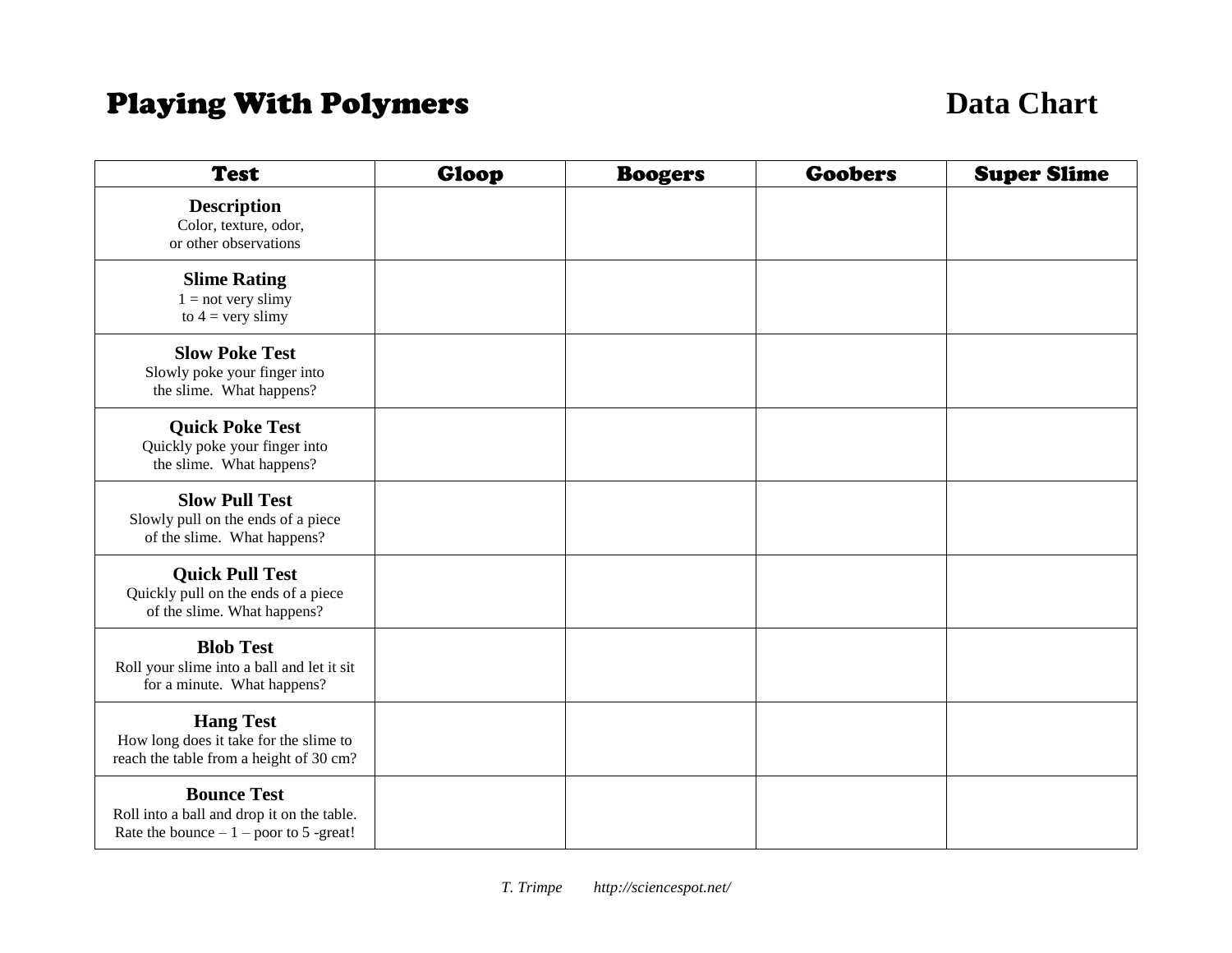# Playing With Polymers

## Data Chart

| Test | Gloop | Boogers | Goobers | Super Slime |
|---|---|---|---|---|
| **Description** Color, texture, odor, or other observations | | | | |
| **Slime Rating** 1 = not very slimy to 4 = very slimy | | | | |
| **Slow Poke Test** Slowly poke your finger into the slime. What happens? | | | | |
| **Quick Poke Test** Quickly poke your finger into the slime. What happens? | | | | |
| **Slow Pull Test** Slowly pull on the ends of a piece of the slime. What happens? | | | | |
| **Quick Pull Test** Quickly pull on the ends of a piece of the slime. What happens? | | | | |
| **Blob Test** Roll your slime into a ball and let it sit for a minute. What happens? | | | | |
| **Hang Test** How long does it take for the slime to reach the table from a height of 30 cm? | | | | |
| **Bounce Test** Roll into a ball and drop it on the table. Rate the bounce – 1 – poor to 5 -great! | | | | |

*T. Trimpe http://sciencespot.net/*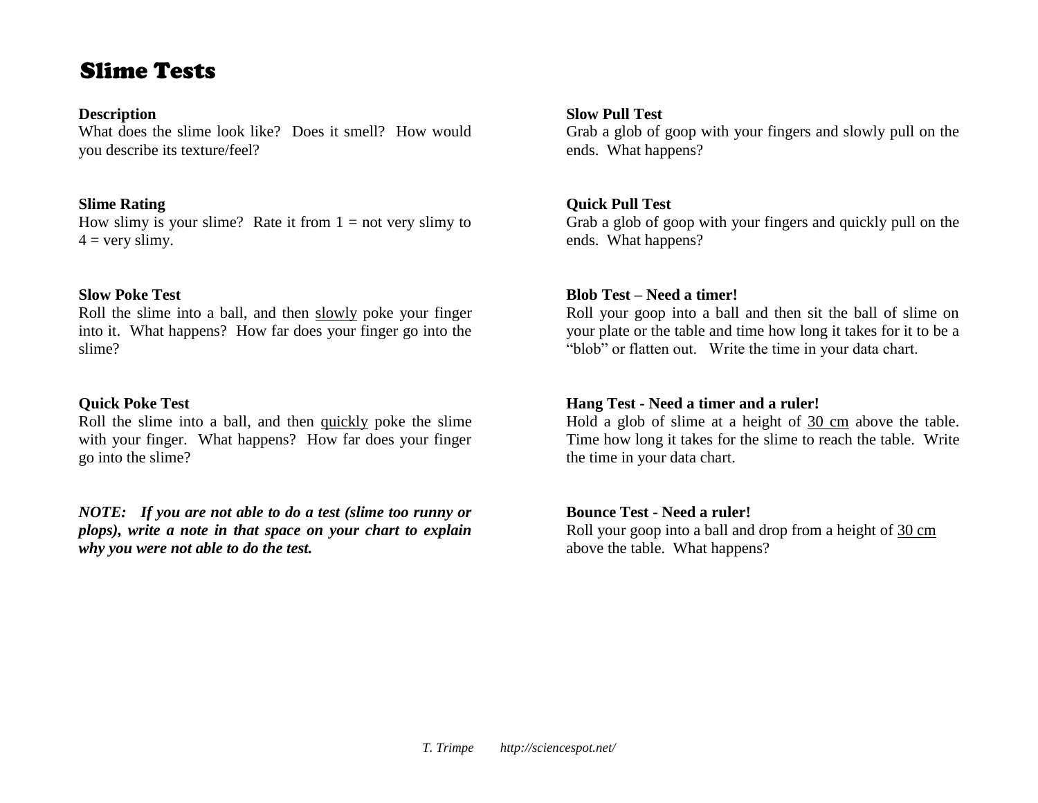# Slime Tests

**Description**
What does the slime look like? Does it smell? How would you describe its texture/feel?

**Slime Rating**
How slimy is your slime? Rate it from 1 = not very slimy to 4 = very slimy.

**Slow Poke Test**
Roll the slime into a ball, and then <u>slowly</u> poke your finger into it. What happens? How far does your finger go into the slime?

**Quick Poke Test**
Roll the slime into a ball, and then <u>quickly</u> poke the slime with your finger. What happens? How far does your finger go into the slime?

***NOTE: If you are not able to do a test (slime too runny or plops), write a note in that space on your chart to explain why you were not able to do the test.***

**Slow Pull Test**
Grab a glob of goop with your fingers and slowly pull on the ends. What happens?

**Quick Pull Test**
Grab a glob of goop with your fingers and quickly pull on the ends. What happens?

**Blob Test – Need a timer!**
Roll your goop into a ball and then sit the ball of slime on your plate or the table and time how long it takes for it to be a "blob" or flatten out. Write the time in your data chart.

**Hang Test - Need a timer and a ruler!**
Hold a glob of slime at a height of <u>30 cm</u> above the table. Time how long it takes for the slime to reach the table. Write the time in your data chart.

**Bounce Test - Need a ruler!**
Roll your goop into a ball and drop from a height of <u>30 cm</u> above the table. What happens?

*T. Trimpe http://sciencespot.net/*